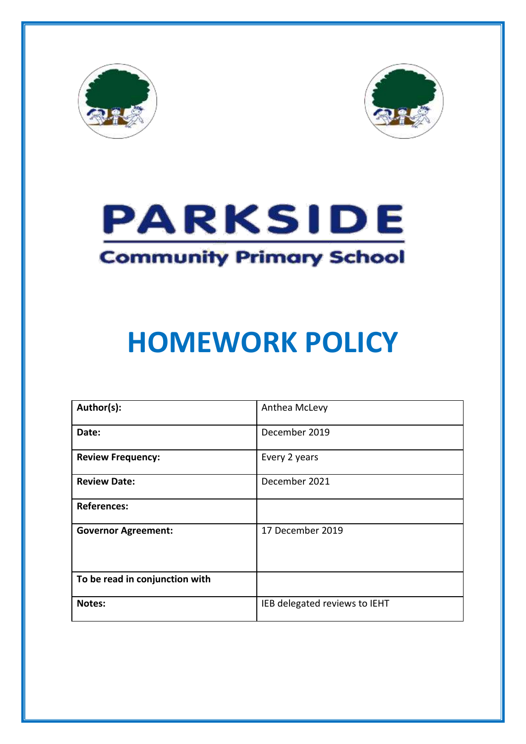# PARKSIDE

## Community Primary School

# HOMEWORK POLICY

| **Author(s):** | Anthea McLevy |
|---|---|
| **Date:** | December 2019 |
| **Review Frequency:** | Every 2 years |
| **Review Date:** | December 2021 |
| **References:** | |
| **Governor Agreement:** | 17 December 2019 |
| **To be read in conjunction with** | |
| **Notes:** | IEB delegated reviews to IEHT |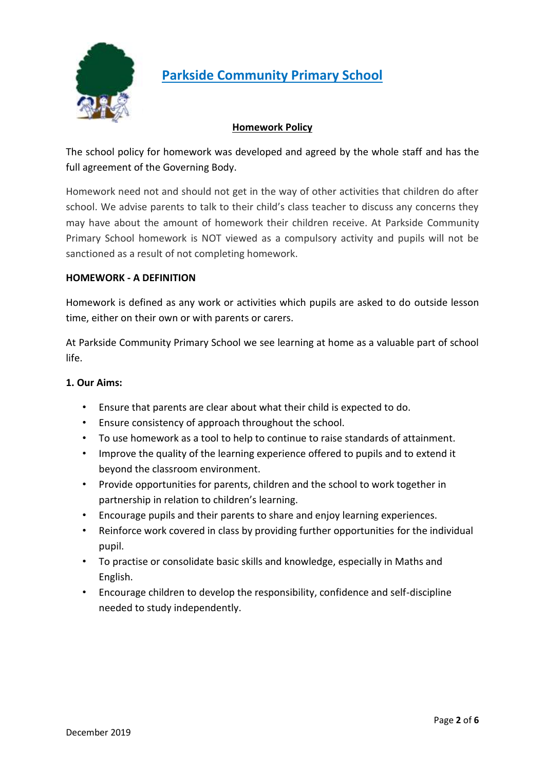# Parkside Community Primary School

## Homework Policy

The school policy for homework was developed and agreed by the whole staff and has the full agreement of the Governing Body.

Homework need not and should not get in the way of other activities that children do after school. We advise parents to talk to their child's class teacher to discuss any concerns they may have about the amount of homework their children receive. At Parkside Community Primary School homework is NOT viewed as a compulsory activity and pupils will not be sanctioned as a result of not completing homework.

**HOMEWORK - A DEFINITION**

Homework is defined as any work or activities which pupils are asked to do outside lesson time, either on their own or with parents or carers.

At Parkside Community Primary School we see learning at home as a valuable part of school life.

**1. Our Aims:**

- Ensure that parents are clear about what their child is expected to do.
- Ensure consistency of approach throughout the school.
- To use homework as a tool to help to continue to raise standards of attainment.
- Improve the quality of the learning experience offered to pupils and to extend it beyond the classroom environment.
- Provide opportunities for parents, children and the school to work together in partnership in relation to children's learning.
- Encourage pupils and their parents to share and enjoy learning experiences.
- Reinforce work covered in class by providing further opportunities for the individual pupil.
- To practise or consolidate basic skills and knowledge, especially in Maths and English.
- Encourage children to develop the responsibility, confidence and self-discipline needed to study independently.

December 2019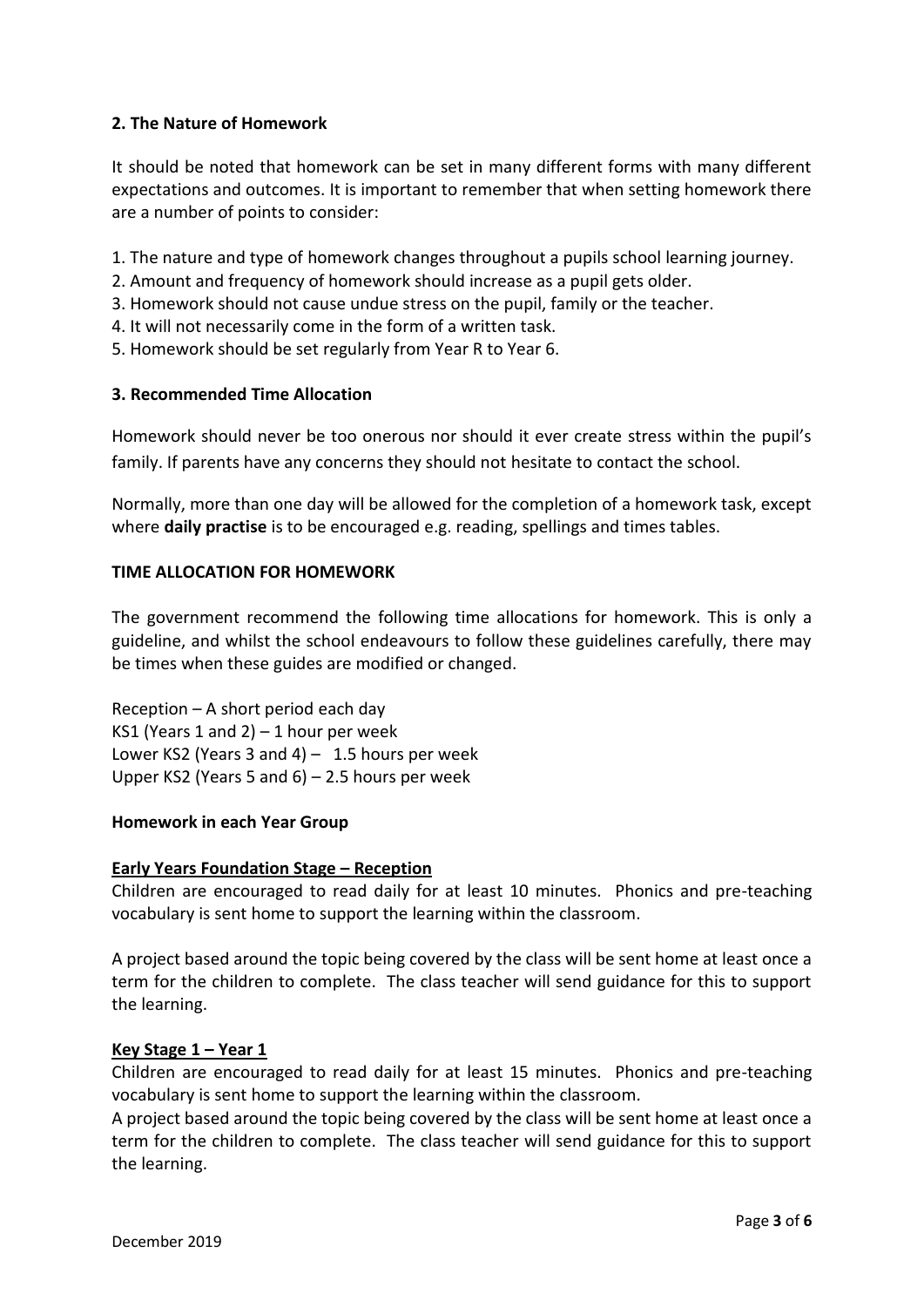**2. The Nature of Homework**

It should be noted that homework can be set in many different forms with many different expectations and outcomes. It is important to remember that when setting homework there are a number of points to consider:

1. The nature and type of homework changes throughout a pupils school learning journey.
2. Amount and frequency of homework should increase as a pupil gets older.
3. Homework should not cause undue stress on the pupil, family or the teacher.
4. It will not necessarily come in the form of a written task.
5. Homework should be set regularly from Year R to Year 6.

**3. Recommended Time Allocation**

Homework should never be too onerous nor should it ever create stress within the pupil's family. If parents have any concerns they should not hesitate to contact the school.

Normally, more than one day will be allowed for the completion of a homework task, except where **daily practise** is to be encouraged e.g. reading, spellings and times tables.

**TIME ALLOCATION FOR HOMEWORK**

The government recommend the following time allocations for homework. This is only a guideline, and whilst the school endeavours to follow these guidelines carefully, there may be times when these guides are modified or changed.

Reception – A short period each day
KS1 (Years 1 and 2) – 1 hour per week
Lower KS2 (Years 3 and 4) – 1.5 hours per week
Upper KS2 (Years 5 and 6) – 2.5 hours per week

**Homework in each Year Group**

**Early Years Foundation Stage – Reception**

Children are encouraged to read daily for at least 10 minutes. Phonics and pre-teaching vocabulary is sent home to support the learning within the classroom.

A project based around the topic being covered by the class will be sent home at least once a term for the children to complete. The class teacher will send guidance for this to support the learning.

**Key Stage 1 – Year 1**

Children are encouraged to read daily for at least 15 minutes. Phonics and pre-teaching vocabulary is sent home to support the learning within the classroom.
A project based around the topic being covered by the class will be sent home at least once a term for the children to complete. The class teacher will send guidance for this to support the learning.

December 2019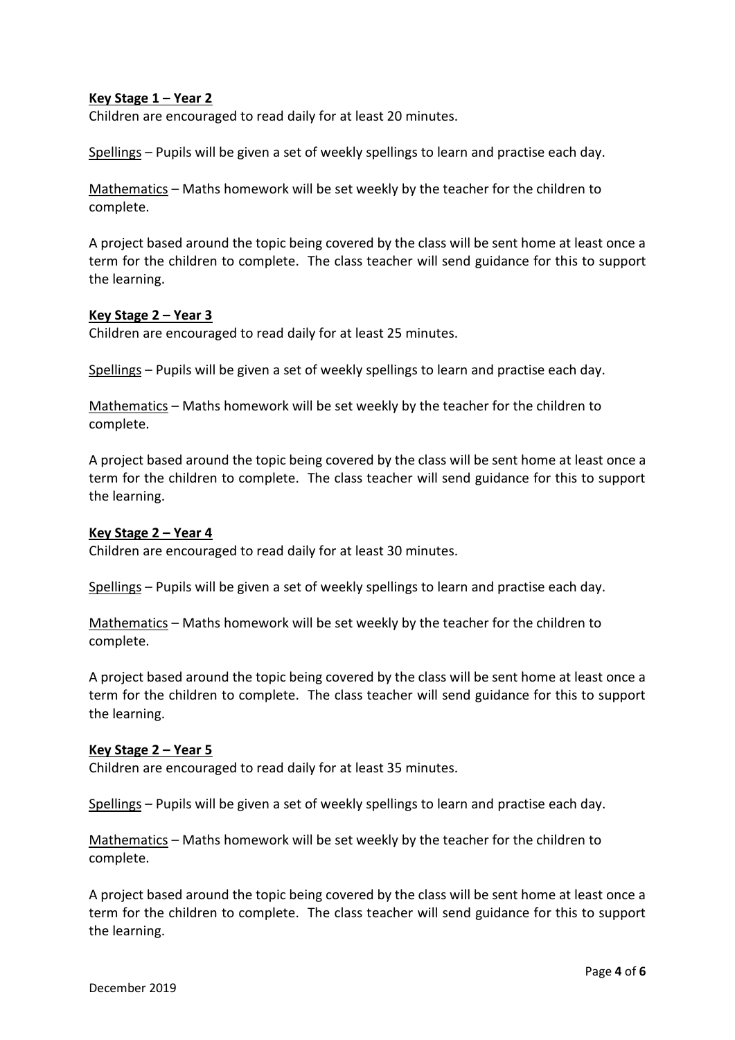**Key Stage 1 – Year 2**

Children are encouraged to read daily for at least 20 minutes.

Spellings – Pupils will be given a set of weekly spellings to learn and practise each day.

Mathematics – Maths homework will be set weekly by the teacher for the children to complete.

A project based around the topic being covered by the class will be sent home at least once a term for the children to complete. The class teacher will send guidance for this to support the learning.

**Key Stage 2 – Year 3**

Children are encouraged to read daily for at least 25 minutes.

Spellings – Pupils will be given a set of weekly spellings to learn and practise each day.

Mathematics – Maths homework will be set weekly by the teacher for the children to complete.

A project based around the topic being covered by the class will be sent home at least once a term for the children to complete. The class teacher will send guidance for this to support the learning.

**Key Stage 2 – Year 4**

Children are encouraged to read daily for at least 30 minutes.

Spellings – Pupils will be given a set of weekly spellings to learn and practise each day.

Mathematics – Maths homework will be set weekly by the teacher for the children to complete.

A project based around the topic being covered by the class will be sent home at least once a term for the children to complete. The class teacher will send guidance for this to support the learning.

**Key Stage 2 – Year 5**

Children are encouraged to read daily for at least 35 minutes.

Spellings – Pupils will be given a set of weekly spellings to learn and practise each day.

Mathematics – Maths homework will be set weekly by the teacher for the children to complete.

A project based around the topic being covered by the class will be sent home at least once a term for the children to complete. The class teacher will send guidance for this to support the learning.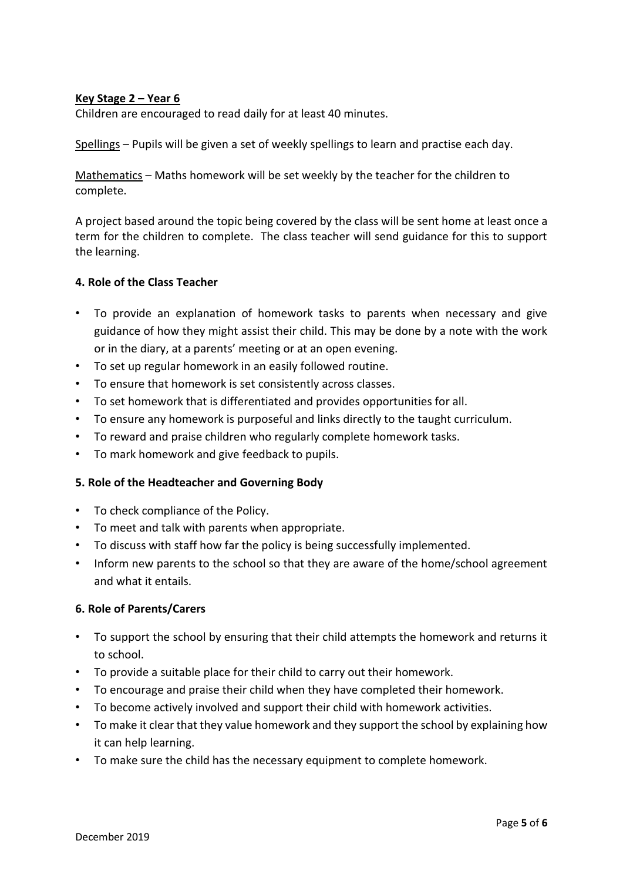**<u>Key Stage 2 – Year 6</u>**

Children are encouraged to read daily for at least 40 minutes.

<u>Spellings</u> – Pupils will be given a set of weekly spellings to learn and practise each day.

<u>Mathematics</u> – Maths homework will be set weekly by the teacher for the children to complete.

A project based around the topic being covered by the class will be sent home at least once a term for the children to complete. The class teacher will send guidance for this to support the learning.

**4. Role of the Class Teacher**

- To provide an explanation of homework tasks to parents when necessary and give guidance of how they might assist their child. This may be done by a note with the work or in the diary, at a parents' meeting or at an open evening.
- To set up regular homework in an easily followed routine.
- To ensure that homework is set consistently across classes.
- To set homework that is differentiated and provides opportunities for all.
- To ensure any homework is purposeful and links directly to the taught curriculum.
- To reward and praise children who regularly complete homework tasks.
- To mark homework and give feedback to pupils.

**5. Role of the Headteacher and Governing Body**

- To check compliance of the Policy.
- To meet and talk with parents when appropriate.
- To discuss with staff how far the policy is being successfully implemented.
- Inform new parents to the school so that they are aware of the home/school agreement and what it entails.

**6. Role of Parents/Carers**

- To support the school by ensuring that their child attempts the homework and returns it to school.
- To provide a suitable place for their child to carry out their homework.
- To encourage and praise their child when they have completed their homework.
- To become actively involved and support their child with homework activities.
- To make it clear that they value homework and they support the school by explaining how it can help learning.
- To make sure the child has the necessary equipment to complete homework.

December 2019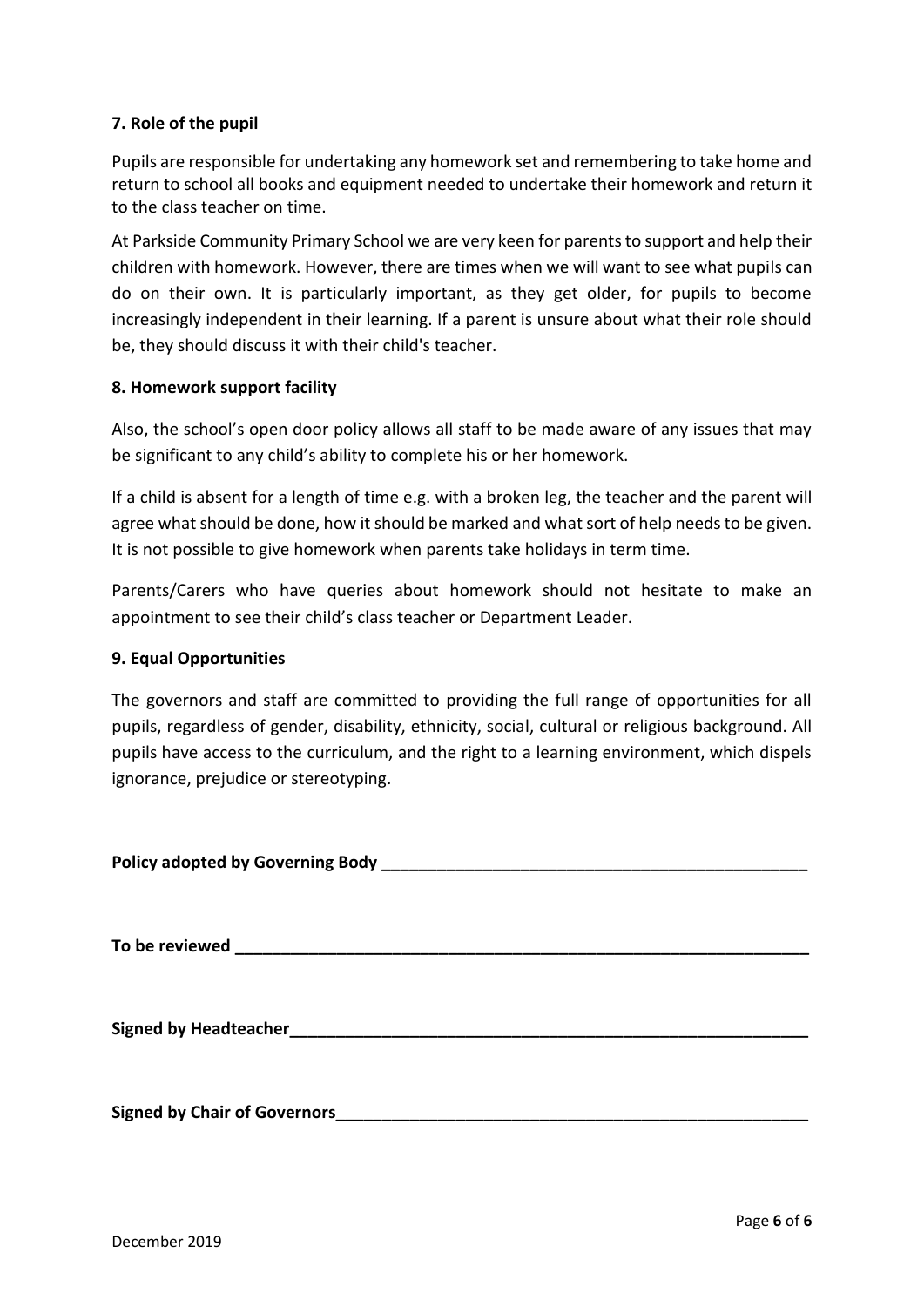**7. Role of the pupil**

Pupils are responsible for undertaking any homework set and remembering to take home and return to school all books and equipment needed to undertake their homework and return it to the class teacher on time.

At Parkside Community Primary School we are very keen for parents to support and help their children with homework. However, there are times when we will want to see what pupils can do on their own. It is particularly important, as they get older, for pupils to become increasingly independent in their learning. If a parent is unsure about what their role should be, they should discuss it with their child's teacher.

**8. Homework support facility**

Also, the school's open door policy allows all staff to be made aware of any issues that may be significant to any child's ability to complete his or her homework.

If a child is absent for a length of time e.g. with a broken leg, the teacher and the parent will agree what should be done, how it should be marked and what sort of help needs to be given. It is not possible to give homework when parents take holidays in term time.

Parents/Carers who have queries about homework should not hesitate to make an appointment to see their child's class teacher or Department Leader.

**9. Equal Opportunities**

The governors and staff are committed to providing the full range of opportunities for all pupils, regardless of gender, disability, ethnicity, social, cultural or religious background. All pupils have access to the curriculum, and the right to a learning environment, which dispels ignorance, prejudice or stereotyping.

**Policy adopted by Governing Body \_\_\_\_\_\_\_\_\_\_\_\_\_\_\_\_\_\_\_\_\_\_\_\_\_\_\_\_\_\_\_\_\_\_\_\_\_\_\_\_\_\_\_\_**

**To be reviewed \_\_\_\_\_\_\_\_\_\_\_\_\_\_\_\_\_\_\_\_\_\_\_\_\_\_\_\_\_\_\_\_\_\_\_\_\_\_\_\_\_\_\_\_\_\_\_\_\_\_\_\_\_\_\_\_\_\_\_\_**

**Signed by Headteacher\_\_\_\_\_\_\_\_\_\_\_\_\_\_\_\_\_\_\_\_\_\_\_\_\_\_\_\_\_\_\_\_\_\_\_\_\_\_\_\_\_\_\_\_\_\_\_\_\_\_\_\_\_\_**

**Signed by Chair of Governors\_\_\_\_\_\_\_\_\_\_\_\_\_\_\_\_\_\_\_\_\_\_\_\_\_\_\_\_\_\_\_\_\_\_\_\_\_\_\_\_\_\_\_\_\_\_\_\_\_\_**

December 2019